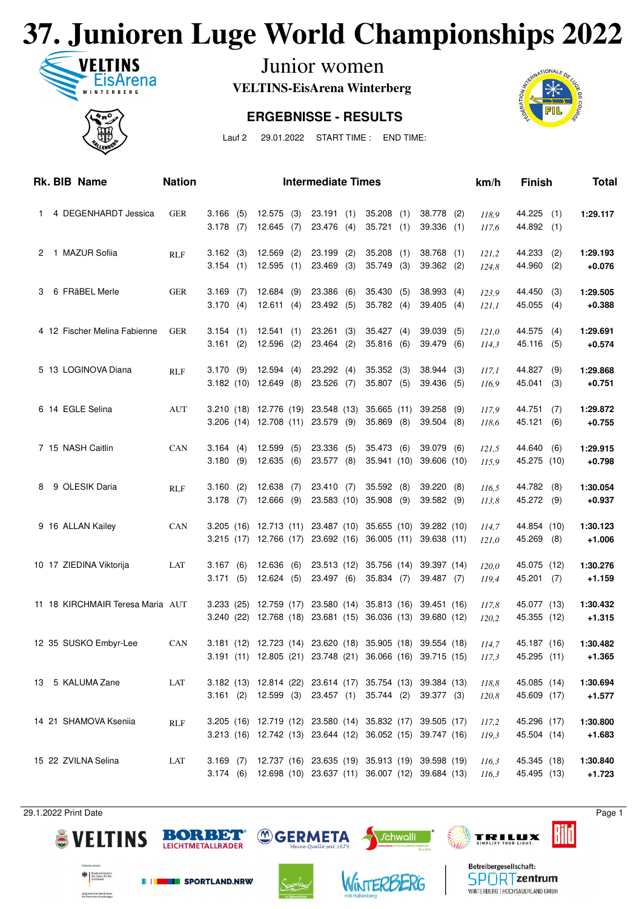# 37. Junioren Luge World Championships 2022

## Junior women

**VELTINS-EisArena Winterberg**

### ERGEBNISSE - RESULTS

Lauf 2 29.01.2022 START TIME : END TIME:

| Rk. | BIB | Name | Nation | Intermediate Times | | | | | km/h | Finish | Total |
|---|---|---|---|---|---|---|---|---|---|---|---|
| 1 | 4 | DEGENHARDT Jessica | GER | 3.166 (5) | 12.575 (3) | 23.191 (1) | 35.208 (1) | 38.778 (2) | *118,9* | 44.225 (1) | **1:29.117** |
| | | | | 3.178 (7) | 12.645 (7) | 23.476 (4) | 35.721 (1) | 39.336 (1) | *117,6* | 44.892 (1) | |
| 2 | 1 | MAZUR Sofiia | RLF | 3.162 (3) | 12.569 (2) | 23.199 (2) | 35.208 (1) | 38.768 (1) | *121,2* | 44.233 (2) | **1:29.193** |
| | | | | 3.154 (1) | 12.595 (1) | 23.469 (3) | 35.749 (3) | 39.362 (2) | *124,8* | 44.960 (2) | **+0.076** |
| 3 | 6 | FRäBEL Merle | GER | 3.169 (7) | 12.684 (9) | 23.386 (6) | 35.430 (5) | 38.993 (4) | *123,9* | 44.450 (3) | **1:29.505** |
| | | | | 3.170 (4) | 12.611 (4) | 23.492 (5) | 35.782 (4) | 39.405 (4) | *121,1* | 45.055 (4) | **+0.388** |
| 4 | 12 | Fischer Melina Fabienne | GER | 3.154 (1) | 12.541 (1) | 23.261 (3) | 35.427 (4) | 39.039 (5) | *121,0* | 44.575 (4) | **1:29.691** |
| | | | | 3.161 (2) | 12.596 (2) | 23.464 (2) | 35.816 (6) | 39.479 (6) | *114,3* | 45.116 (5) | **+0.574** |
| 5 | 13 | LOGINOVA Diana | RLF | 3.170 (9) | 12.594 (4) | 23.292 (4) | 35.352 (3) | 38.944 (3) | *117,1* | 44.827 (9) | **1:29.868** |
| | | | | 3.182 (10) | 12.649 (8) | 23.526 (7) | 35.807 (5) | 39.436 (5) | *116,9* | 45.041 (3) | **+0.751** |
| 6 | 14 | EGLE Selina | AUT | 3.210 (18) | 12.776 (19) | 23.548 (13) | 35.665 (11) | 39.258 (9) | *117,9* | 44.751 (7) | **1:29.872** |
| | | | | 3.206 (14) | 12.708 (11) | 23.579 (9) | 35.869 (8) | 39.504 (8) | *118,6* | 45.121 (6) | **+0.755** |
| 7 | 15 | NASH Caitlin | CAN | 3.164 (4) | 12.599 (5) | 23.336 (5) | 35.473 (6) | 39.079 (6) | *121,5* | 44.640 (6) | **1:29.915** |
| | | | | 3.180 (9) | 12.635 (6) | 23.577 (8) | 35.941 (10) | 39.606 (10) | *115,9* | 45.275 (10) | **+0.798** |
| 8 | 9 | OLESIK Daria | RLF | 3.160 (2) | 12.638 (7) | 23.410 (7) | 35.592 (8) | 39.220 (8) | *116,5* | 44.782 (8) | **1:30.054** |
| | | | | 3.178 (7) | 12.666 (9) | 23.583 (10) | 35.908 (9) | 39.582 (9) | *113,8* | 45.272 (9) | **+0.937** |
| 9 | 16 | ALLAN Kailey | CAN | 3.205 (16) | 12.713 (11) | 23.487 (10) | 35.655 (10) | 39.282 (10) | *114,7* | 44.854 (10) | **1:30.123** |
| | | | | 3.215 (17) | 12.766 (17) | 23.692 (16) | 36.005 (11) | 39.638 (11) | *121,0* | 45.269 (8) | **+1.006** |
| 10 | 17 | ZIEDINA Viktorija | LAT | 3.167 (6) | 12.636 (6) | 23.513 (12) | 35.756 (14) | 39.397 (14) | *120,0* | 45.075 (12) | **1:30.276** |
| | | | | 3.171 (5) | 12.624 (5) | 23.497 (6) | 35.834 (7) | 39.487 (7) | *119,4* | 45.201 (7) | **+1.159** |
| 11 | 18 | KIRCHMAIR Teresa Maria | AUT | 3.233 (25) | 12.759 (17) | 23.580 (14) | 35.813 (16) | 39.451 (16) | *117,8* | 45.077 (13) | **1:30.432** |
| | | | | 3.240 (22) | 12.768 (18) | 23.681 (15) | 36.036 (13) | 39.680 (12) | *120,2* | 45.355 (12) | **+1.315** |
| 12 | 35 | SUSKO Embyr-Lee | CAN | 3.181 (12) | 12.723 (14) | 23.620 (18) | 35.905 (18) | 39.554 (18) | *114,7* | 45.187 (16) | **1:30.482** |
| | | | | 3.191 (11) | 12.805 (21) | 23.748 (21) | 36.066 (16) | 39.715 (15) | *117,3* | 45.295 (11) | **+1.365** |
| 13 | 5 | KALUMA Zane | LAT | 3.182 (13) | 12.814 (22) | 23.614 (17) | 35.754 (13) | 39.384 (13) | *118,8* | 45.085 (14) | **1:30.694** |
| | | | | 3.161 (2) | 12.599 (3) | 23.457 (1) | 35.744 (2) | 39.377 (3) | *120,8* | 45.609 (17) | **+1.577** |
| 14 | 21 | SHAMOVA Kseniia | RLF | 3.205 (16) | 12.719 (12) | 23.580 (14) | 35.832 (17) | 39.505 (17) | *117,2* | 45.296 (17) | **1:30.800** |
| | | | | 3.213 (16) | 12.742 (13) | 23.644 (12) | 36.052 (15) | 39.747 (16) | *119,3* | 45.504 (14) | **+1.683** |
| 15 | 22 | ZVILNA Selina | LAT | 3.169 (7) | 12.737 (16) | 23.635 (19) | 35.913 (19) | 39.598 (19) | *116,3* | 45.345 (18) | **1:30.840** |
| | | | | 3.174 (6) | 12.698 (10) | 23.637 (11) | 36.007 (12) | 39.684 (13) | *116,3* | 45.495 (13) | **+1.723** |

29.1.2022 Print Date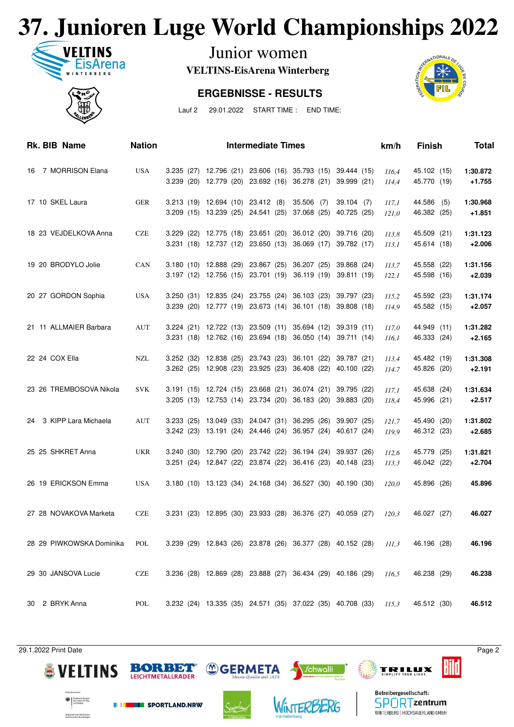# 37. Junioren Luge World Championships 2022

## Junior women

**VELTINS-EisArena Winterberg**

### ERGEBNISSE - RESULTS

Lauf 2 29.01.2022 START TIME : END TIME:

| Rk. | BIB | Name | Nation | Intermediate Times | | | | | km/h | Finish | Total |
|---|---|---|---|---|---|---|---|---|---|---|---|
| 16 | 7 | MORRISON Elana | USA | 3.235 (27) | 12.796 (21) | 23.606 (16) | 35.793 (15) | 39.444 (15) | *116,4* | 45.102 (15) | **1:30.872** |
| | | | | 3.239 (20) | 12.779 (20) | 23.692 (16) | 36.278 (21) | 39.999 (21) | *114,4* | 45.770 (19) | **+1.755** |
| 17 | 10 | SKEL Laura | GER | 3.213 (19) | 12.694 (10) | 23.412 (8) | 35.506 (7) | 39.104 (7) | *117,1* | 44.586 (5) | **1:30.968** |
| | | | | 3.209 (15) | 13.239 (25) | 24.541 (25) | 37.068 (25) | 40.725 (25) | *121,0* | 46.382 (25) | **+1.851** |
| 18 | 23 | VEJDELKOVA Anna | CZE | 3.229 (22) | 12.775 (18) | 23.651 (20) | 36.012 (20) | 39.716 (20) | *113,8* | 45.509 (21) | **1:31.123** |
| | | | | 3.231 (18) | 12.737 (12) | 23.650 (13) | 36.069 (17) | 39.782 (17) | *113,1* | 45.614 (18) | **+2.006** |
| 19 | 20 | BRODYLO Jolie | CAN | 3.180 (10) | 12.888 (29) | 23.867 (25) | 36.207 (25) | 39.868 (24) | *113,7* | 45.558 (22) | **1:31.156** |
| | | | | 3.197 (12) | 12.756 (15) | 23.701 (19) | 36.119 (19) | 39.811 (19) | *122,1* | 45.598 (16) | **+2.039** |
| 20 | 27 | GORDON Sophia | USA | 3.250 (31) | 12.835 (24) | 23.755 (24) | 36.103 (23) | 39.797 (23) | *115,2* | 45.592 (23) | **1:31.174** |
| | | | | 3.239 (20) | 12.777 (19) | 23.673 (14) | 36.101 (18) | 39.808 (18) | *114,9* | 45.582 (15) | **+2.057** |
| 21 | 11 | ALLMAIER Barbara | AUT | 3.224 (21) | 12.722 (13) | 23.509 (11) | 35.694 (12) | 39.319 (11) | *117,0* | 44.949 (11) | **1:31.282** |
| | | | | 3.231 (18) | 12.762 (16) | 23.694 (18) | 36.050 (14) | 39.711 (14) | *116,1* | 46.333 (24) | **+2.165** |
| 22 | 24 | COX Ella | NZL | 3.252 (32) | 12.838 (25) | 23.743 (23) | 36.101 (22) | 39.787 (21) | *113,4* | 45.482 (19) | **1:31.308** |
| | | | | 3.262 (25) | 12.908 (23) | 23.925 (23) | 36.408 (22) | 40.100 (22) | *114,7* | 45.826 (20) | **+2.191** |
| 23 | 26 | TREMBOSOVA Nikola | SVK | 3.191 (15) | 12.724 (15) | 23.668 (21) | 36.074 (21) | 39.795 (22) | *117,1* | 45.638 (24) | **1:31.634** |
| | | | | 3.205 (13) | 12.753 (14) | 23.734 (20) | 36.183 (20) | 39.883 (20) | *118,4* | 45.996 (21) | **+2.517** |
| 24 | 3 | KIPP Lara Michaela | AUT | 3.233 (25) | 13.049 (33) | 24.047 (31) | 36.295 (26) | 39.907 (25) | *121,7* | 45.490 (20) | **1:31.802** |
| | | | | 3.242 (23) | 13.191 (24) | 24.446 (24) | 36.957 (24) | 40.617 (24) | *119,9* | 46.312 (23) | **+2.685** |
| 25 | 25 | SHKRET Anna | UKR | 3.240 (30) | 12.790 (20) | 23.742 (22) | 36.194 (24) | 39.937 (26) | *112,6* | 45.779 (25) | **1:31.821** |
| | | | | 3.251 (24) | 12.847 (22) | 23.874 (22) | 36.416 (23) | 40.148 (23) | *113,3* | 46.042 (22) | **+2.704** |
| 26 | 19 | ERICKSON Emma | USA | 3.180 (10) | 13.123 (34) | 24.168 (34) | 36.527 (30) | 40.190 (30) | *120,0* | 45.896 (26) | **45.896** |
| 27 | 28 | NOVAKOVA Marketa | CZE | 3.231 (23) | 12.895 (30) | 23.933 (28) | 36.376 (27) | 40.059 (27) | *120,3* | 46.027 (27) | **46.027** |
| 28 | 29 | PIWKOWSKA Dominika | POL | 3.239 (29) | 12.843 (26) | 23.878 (26) | 36.377 (28) | 40.152 (28) | *111,3* | 46.196 (28) | **46.196** |
| 29 | 30 | JANSOVA Lucie | CZE | 3.236 (28) | 12.869 (28) | 23.888 (27) | 36.434 (29) | 40.186 (29) | *116,5* | 46.238 (29) | **46.238** |
| 30 | 2 | BRYK Anna | POL | 3.232 (24) | 13.335 (35) | 24.571 (35) | 37.022 (35) | 40.708 (33) | *115,3* | 46.512 (30) | **46.512** |

29.1.2022 Print Date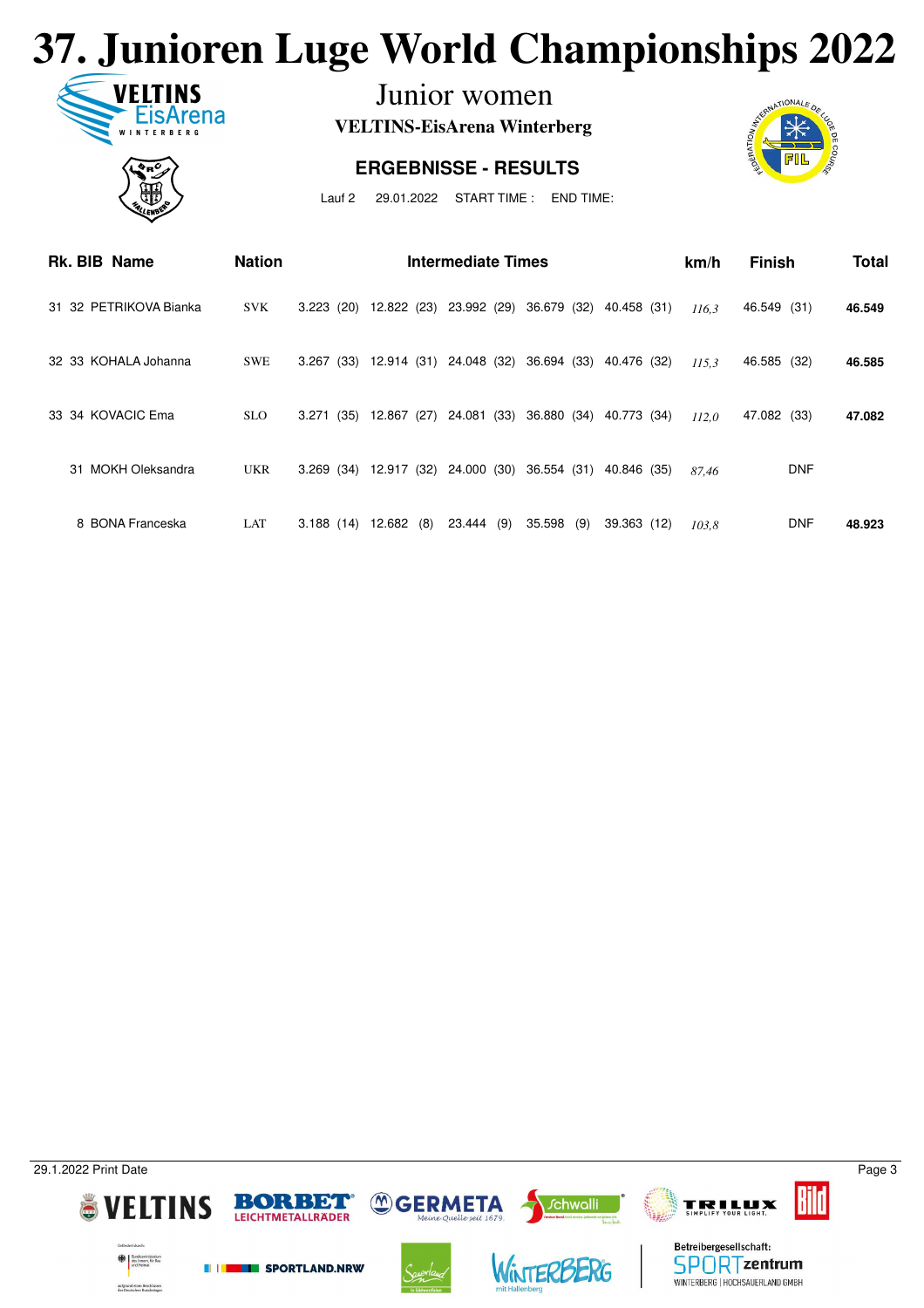# 37. Junioren Luge World Championships 2022

## Junior women

**VELTINS-EisArena Winterberg**

### ERGEBNISSE - RESULTS

Lauf 2 29.01.2022 START TIME : END TIME:

| Rk. | BIB | Name | Nation | Intermediate Times | | | | | km/h | Finish | Total |
|---|---|---|---|---|---|---|---|---|---|---|---|
| 31 | 32 | PETRIKOVA Bianka | SVK | 3.223 (20) | 12.822 (23) | 23.992 (29) | 36.679 (32) | 40.458 (31) | *116,3* | 46.549 (31) | **46.549** |
| 32 | 33 | KOHALA Johanna | SWE | 3.267 (33) | 12.914 (31) | 24.048 (32) | 36.694 (33) | 40.476 (32) | *115,3* | 46.585 (32) | **46.585** |
| 33 | 34 | KOVACIC Ema | SLO | 3.271 (35) | 12.867 (27) | 24.081 (33) | 36.880 (34) | 40.773 (34) | *112,0* | 47.082 (33) | **47.082** |
| | 31 | MOKH Oleksandra | UKR | 3.269 (34) | 12.917 (32) | 24.000 (30) | 36.554 (31) | 40.846 (35) | *87,46* | DNF | |
| | 8 | BONA Franceska | LAT | 3.188 (14) | 12.682 (8) | 23.444 (9) | 35.598 (9) | 39.363 (12) | *103,8* | DNF | **48.923** |

29.1.2022 Print Date